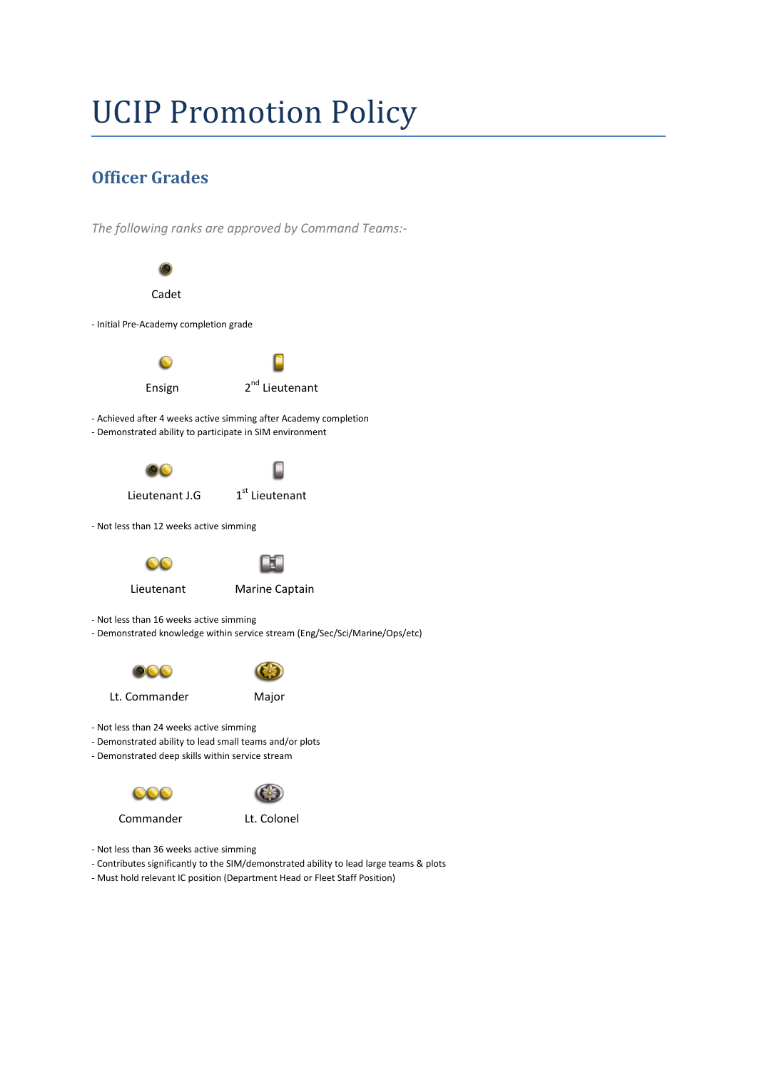# UCIP Promotion Policy

## Officer Grades

*The following ranks are approved by Command Teams:-*

Cadet

- Initial Pre-Academy completion grade

Ensign | 2nd Lieutenant

- Achieved after 4 weeks active simming after Academy completion
- Demonstrated ability to participate in SIM environment

Lieutenant J.G | 1st Lieutenant

- Not less than 12 weeks active simming

Lieutenant | Marine Captain

- Not less than 16 weeks active simming
- Demonstrated knowledge within service stream (Eng/Sec/Sci/Marine/Ops/etc)

Lt. Commander | Major

- Not less than 24 weeks active simming
- Demonstrated ability to lead small teams and/or plots
- Demonstrated deep skills within service stream

Commander | Lt. Colonel

- Not less than 36 weeks active simming
- Contributes significantly to the SIM/demonstrated ability to lead large teams & plots
- Must hold relevant IC position (Department Head or Fleet Staff Position)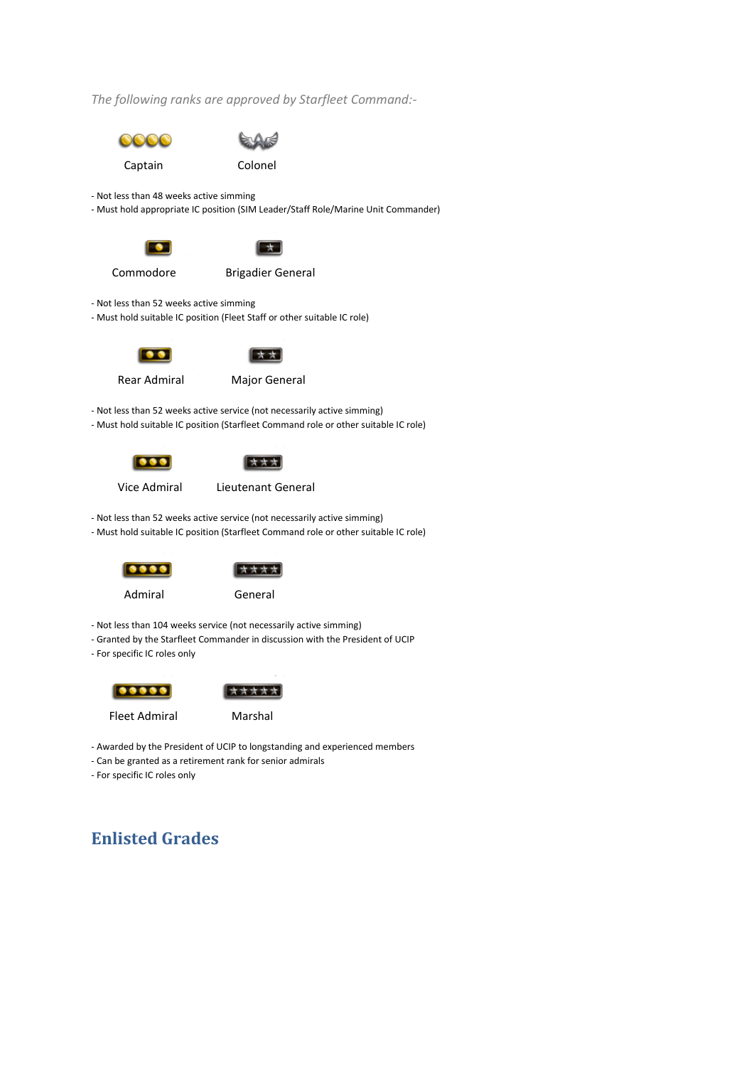*The following ranks are approved by Starfleet Command:-*

Captain    Colonel

- Not less than 48 weeks active simming
- Must hold appropriate IC position (SIM Leader/Staff Role/Marine Unit Commander)

Commodore    Brigadier General

- Not less than 52 weeks active simming
- Must hold suitable IC position (Fleet Staff or other suitable IC role)

Rear Admiral    Major General

- Not less than 52 weeks active service (not necessarily active simming)
- Must hold suitable IC position (Starfleet Command role or other suitable IC role)

Vice Admiral    Lieutenant General

- Not less than 52 weeks active service (not necessarily active simming)
- Must hold suitable IC position (Starfleet Command role or other suitable IC role)

Admiral    General

- Not less than 104 weeks service (not necessarily active simming)
- Granted by the Starfleet Commander in discussion with the President of UCIP
- For specific IC roles only

Fleet Admiral    Marshal

- Awarded by the President of UCIP to longstanding and experienced members
- Can be granted as a retirement rank for senior admirals
- For specific IC roles only

## Enlisted Grades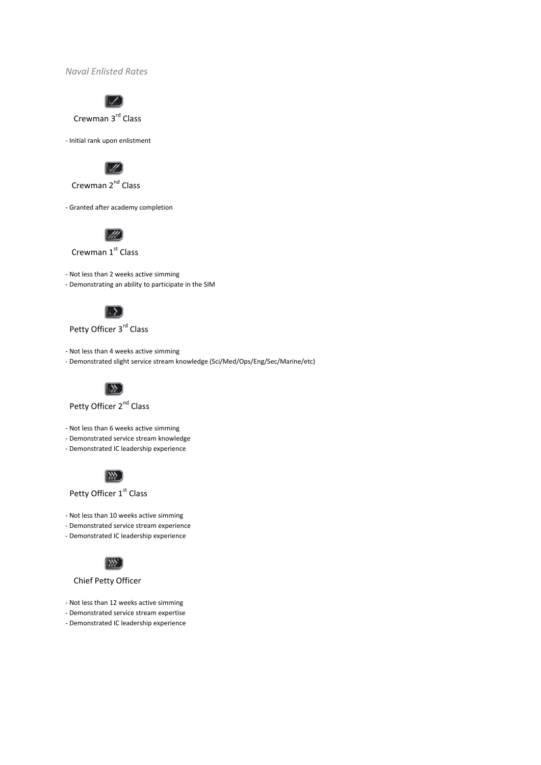*Naval Enlisted Rates*

### Crewman 3rd Class

- Initial rank upon enlistment

### Crewman 2nd Class

- Granted after academy completion

### Crewman 1st Class

- Not less than 2 weeks active simming
- Demonstrating an ability to participate in the SIM

### Petty Officer 3rd Class

- Not less than 4 weeks active simming
- Demonstrated slight service stream knowledge (Sci/Med/Ops/Eng/Sec/Marine/etc)

### Petty Officer 2nd Class

- Not less than 6 weeks active simming
- Demonstrated service stream knowledge
- Demonstrated IC leadership experience

### Petty Officer 1st Class

- Not less than 10 weeks active simming
- Demonstrated service stream experience
- Demonstrated IC leadership experience

### Chief Petty Officer

- Not less than 12 weeks active simming
- Demonstrated service stream expertise
- Demonstrated IC leadership experience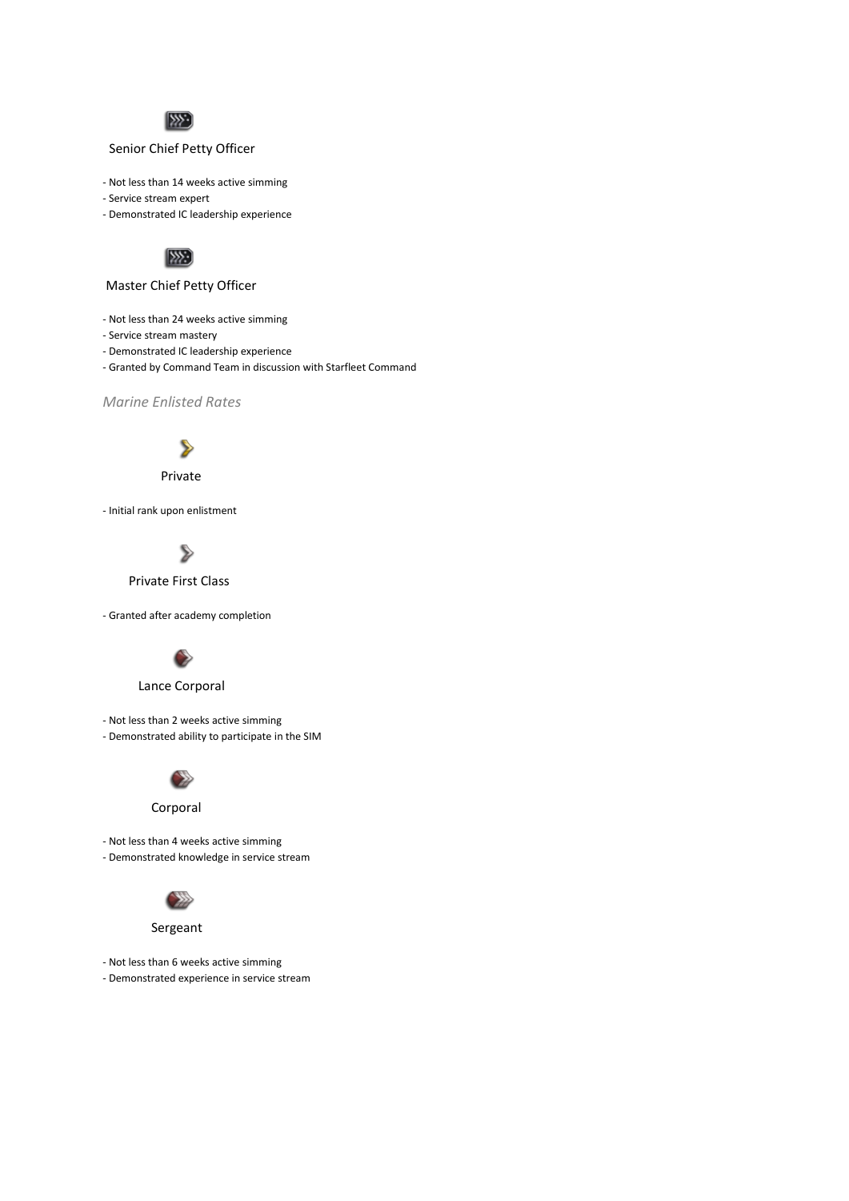Senior Chief Petty Officer

- Not less than 14 weeks active simming
- Service stream expert
- Demonstrated IC leadership experience

Master Chief Petty Officer

- Not less than 24 weeks active simming
- Service stream mastery
- Demonstrated IC leadership experience
- Granted by Command Team in discussion with Starfleet Command

*Marine Enlisted Rates*

Private

- Initial rank upon enlistment

Private First Class

- Granted after academy completion

Lance Corporal

- Not less than 2 weeks active simming
- Demonstrated ability to participate in the SIM

Corporal

- Not less than 4 weeks active simming
- Demonstrated knowledge in service stream

Sergeant

- Not less than 6 weeks active simming
- Demonstrated experience in service stream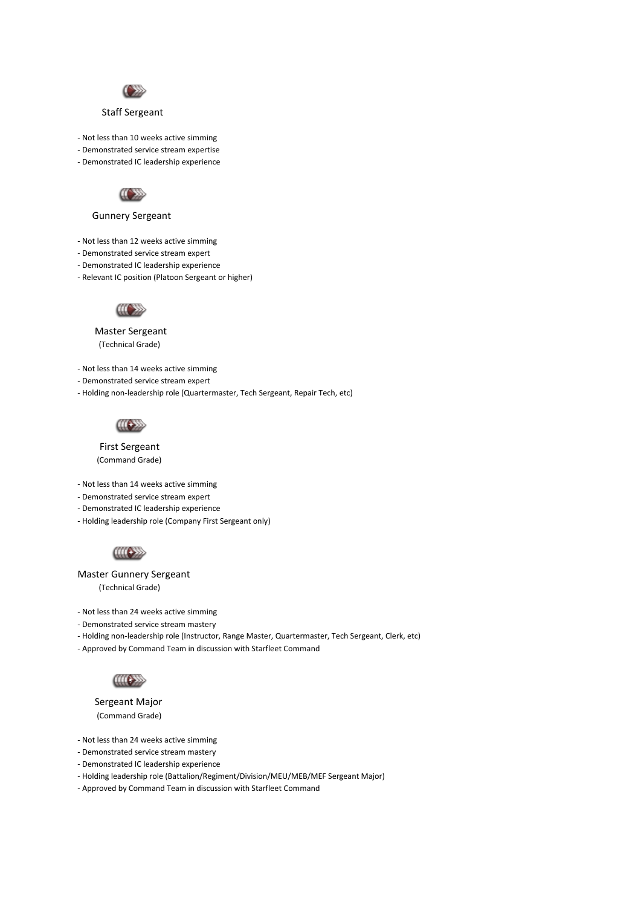### Staff Sergeant

- Not less than 10 weeks active simming
- Demonstrated service stream expertise
- Demonstrated IC leadership experience

### Gunnery Sergeant

- Not less than 12 weeks active simming
- Demonstrated service stream expert
- Demonstrated IC leadership experience
- Relevant IC position (Platoon Sergeant or higher)

### Master Sergeant
(Technical Grade)

- Not less than 14 weeks active simming
- Demonstrated service stream expert
- Holding non-leadership role (Quartermaster, Tech Sergeant, Repair Tech, etc)

### First Sergeant
(Command Grade)

- Not less than 14 weeks active simming
- Demonstrated service stream expert
- Demonstrated IC leadership experience
- Holding leadership role (Company First Sergeant only)

### Master Gunnery Sergeant
(Technical Grade)

- Not less than 24 weeks active simming
- Demonstrated service stream mastery
- Holding non-leadership role (Instructor, Range Master, Quartermaster, Tech Sergeant, Clerk, etc)
- Approved by Command Team in discussion with Starfleet Command

### Sergeant Major
(Command Grade)

- Not less than 24 weeks active simming
- Demonstrated service stream mastery
- Demonstrated IC leadership experience
- Holding leadership role (Battalion/Regiment/Division/MEU/MEB/MEF Sergeant Major)
- Approved by Command Team in discussion with Starfleet Command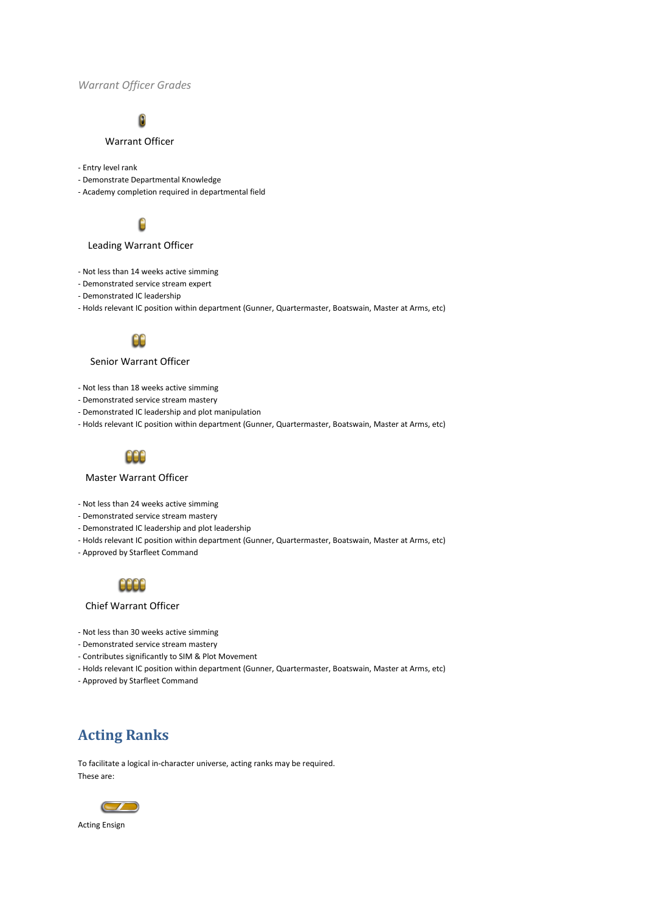*Warrant Officer Grades*

Warrant Officer

- Entry level rank
- Demonstrate Departmental Knowledge
- Academy completion required in departmental field

Leading Warrant Officer

- Not less than 14 weeks active simming
- Demonstrated service stream expert
- Demonstrated IC leadership
- Holds relevant IC position within department (Gunner, Quartermaster, Boatswain, Master at Arms, etc)

Senior Warrant Officer

- Not less than 18 weeks active simming
- Demonstrated service stream mastery
- Demonstrated IC leadership and plot manipulation
- Holds relevant IC position within department (Gunner, Quartermaster, Boatswain, Master at Arms, etc)

Master Warrant Officer

- Not less than 24 weeks active simming
- Demonstrated service stream mastery
- Demonstrated IC leadership and plot leadership
- Holds relevant IC position within department (Gunner, Quartermaster, Boatswain, Master at Arms, etc)
- Approved by Starfleet Command

Chief Warrant Officer

- Not less than 30 weeks active simming
- Demonstrated service stream mastery
- Contributes significantly to SIM & Plot Movement
- Holds relevant IC position within department (Gunner, Quartermaster, Boatswain, Master at Arms, etc)
- Approved by Starfleet Command

## Acting Ranks

To facilitate a logical in-character universe, acting ranks may be required.
These are:

Acting Ensign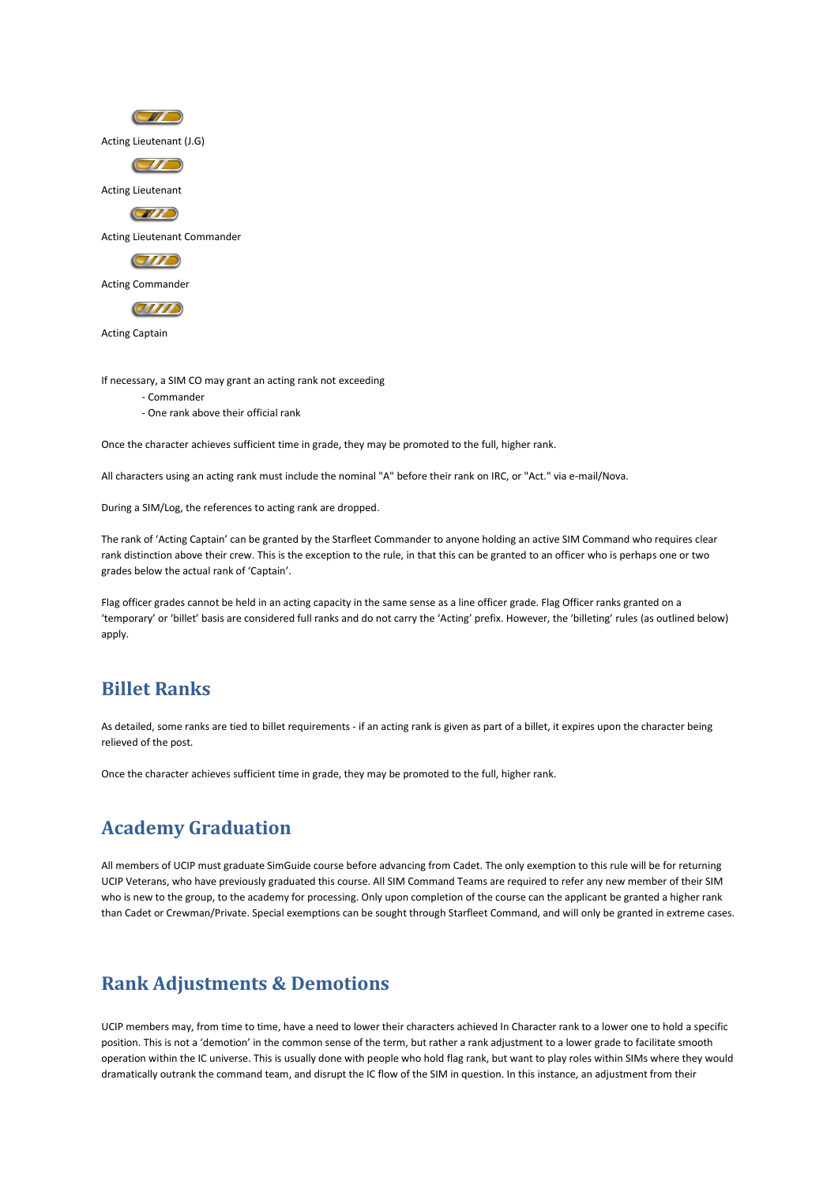Acting Lieutenant (J.G)

Acting Lieutenant

Acting Lieutenant Commander

Acting Commander

Acting Captain

If necessary, a SIM CO may grant an acting rank not exceeding

- Commander
- One rank above their official rank

Once the character achieves sufficient time in grade, they may be promoted to the full, higher rank.

All characters using an acting rank must include the nominal "A" before their rank on IRC, or "Act." via e-mail/Nova.

During a SIM/Log, the references to acting rank are dropped.

The rank of 'Acting Captain' can be granted by the Starfleet Commander to anyone holding an active SIM Command who requires clear rank distinction above their crew. This is the exception to the rule, in that this can be granted to an officer who is perhaps one or two grades below the actual rank of 'Captain'.

Flag officer grades cannot be held in an acting capacity in the same sense as a line officer grade. Flag Officer ranks granted on a 'temporary' or 'billet' basis are considered full ranks and do not carry the 'Acting' prefix. However, the 'billeting' rules (as outlined below) apply.

## Billet Ranks

As detailed, some ranks are tied to billet requirements - if an acting rank is given as part of a billet, it expires upon the character being relieved of the post.

Once the character achieves sufficient time in grade, they may be promoted to the full, higher rank.

## Academy Graduation

All members of UCIP must graduate SimGuide course before advancing from Cadet. The only exemption to this rule will be for returning UCIP Veterans, who have previously graduated this course. All SIM Command Teams are required to refer any new member of their SIM who is new to the group, to the academy for processing. Only upon completion of the course can the applicant be granted a higher rank than Cadet or Crewman/Private. Special exemptions can be sought through Starfleet Command, and will only be granted in extreme cases.

## Rank Adjustments & Demotions

UCIP members may, from time to time, have a need to lower their characters achieved In Character rank to a lower one to hold a specific position. This is not a 'demotion' in the common sense of the term, but rather a rank adjustment to a lower grade to facilitate smooth operation within the IC universe. This is usually done with people who hold flag rank, but want to play roles within SIMs where they would dramatically outrank the command team, and disrupt the IC flow of the SIM in question. In this instance, an adjustment from their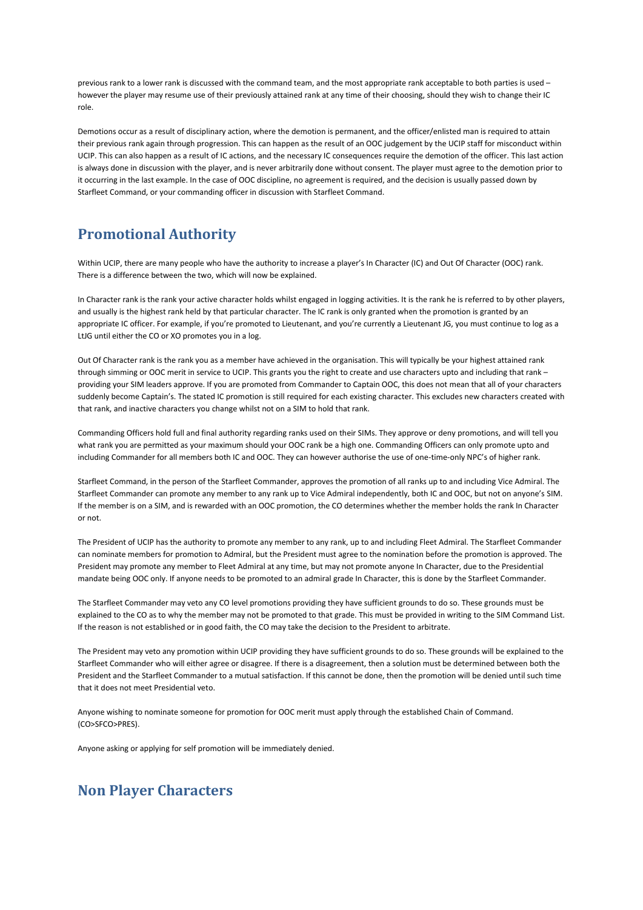previous rank to a lower rank is discussed with the command team, and the most appropriate rank acceptable to both parties is used – however the player may resume use of their previously attained rank at any time of their choosing, should they wish to change their IC role.

Demotions occur as a result of disciplinary action, where the demotion is permanent, and the officer/enlisted man is required to attain their previous rank again through progression. This can happen as the result of an OOC judgement by the UCIP staff for misconduct within UCIP. This can also happen as a result of IC actions, and the necessary IC consequences require the demotion of the officer. This last action is always done in discussion with the player, and is never arbitrarily done without consent. The player must agree to the demotion prior to it occurring in the last example. In the case of OOC discipline, no agreement is required, and the decision is usually passed down by Starfleet Command, or your commanding officer in discussion with Starfleet Command.

## Promotional Authority

Within UCIP, there are many people who have the authority to increase a player's In Character (IC) and Out Of Character (OOC) rank. There is a difference between the two, which will now be explained.

In Character rank is the rank your active character holds whilst engaged in logging activities. It is the rank he is referred to by other players, and usually is the highest rank held by that particular character. The IC rank is only granted when the promotion is granted by an appropriate IC officer. For example, if you're promoted to Lieutenant, and you're currently a Lieutenant JG, you must continue to log as a LtJG until either the CO or XO promotes you in a log.

Out Of Character rank is the rank you as a member have achieved in the organisation. This will typically be your highest attained rank through simming or OOC merit in service to UCIP. This grants you the right to create and use characters upto and including that rank – providing your SIM leaders approve. If you are promoted from Commander to Captain OOC, this does not mean that all of your characters suddenly become Captain's. The stated IC promotion is still required for each existing character. This excludes new characters created with that rank, and inactive characters you change whilst not on a SIM to hold that rank.

Commanding Officers hold full and final authority regarding ranks used on their SIMs. They approve or deny promotions, and will tell you what rank you are permitted as your maximum should your OOC rank be a high one. Commanding Officers can only promote upto and including Commander for all members both IC and OOC. They can however authorise the use of one-time-only NPC's of higher rank.

Starfleet Command, in the person of the Starfleet Commander, approves the promotion of all ranks up to and including Vice Admiral. The Starfleet Commander can promote any member to any rank up to Vice Admiral independently, both IC and OOC, but not on anyone's SIM. If the member is on a SIM, and is rewarded with an OOC promotion, the CO determines whether the member holds the rank In Character or not.

The President of UCIP has the authority to promote any member to any rank, up to and including Fleet Admiral. The Starfleet Commander can nominate members for promotion to Admiral, but the President must agree to the nomination before the promotion is approved. The President may promote any member to Fleet Admiral at any time, but may not promote anyone In Character, due to the Presidential mandate being OOC only. If anyone needs to be promoted to an admiral grade In Character, this is done by the Starfleet Commander.

The Starfleet Commander may veto any CO level promotions providing they have sufficient grounds to do so. These grounds must be explained to the CO as to why the member may not be promoted to that grade. This must be provided in writing to the SIM Command List. If the reason is not established or in good faith, the CO may take the decision to the President to arbitrate.

The President may veto any promotion within UCIP providing they have sufficient grounds to do so. These grounds will be explained to the Starfleet Commander who will either agree or disagree. If there is a disagreement, then a solution must be determined between both the President and the Starfleet Commander to a mutual satisfaction. If this cannot be done, then the promotion will be denied until such time that it does not meet Presidential veto.

Anyone wishing to nominate someone for promotion for OOC merit must apply through the established Chain of Command. (CO>SFCO>PRES).

Anyone asking or applying for self promotion will be immediately denied.

## Non Player Characters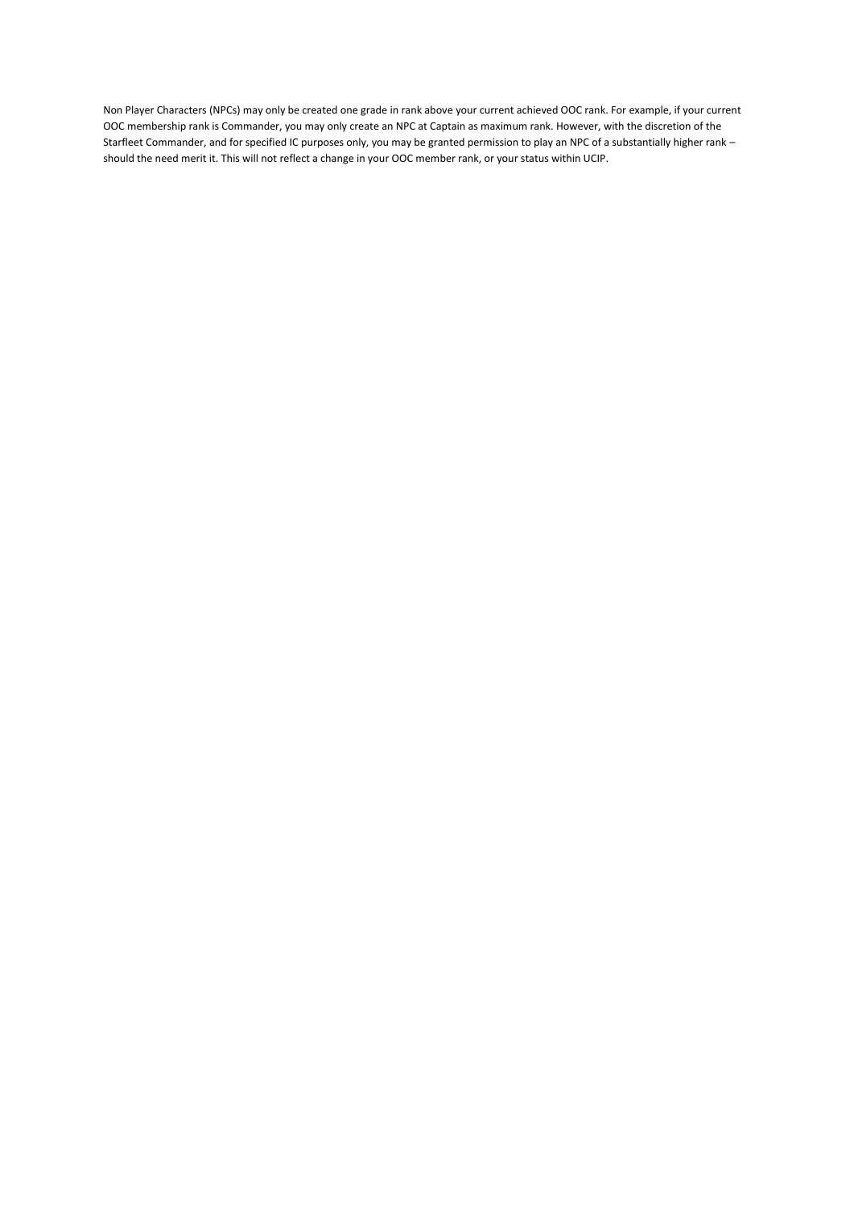Non Player Characters (NPCs) may only be created one grade in rank above your current achieved OOC rank. For example, if your current OOC membership rank is Commander, you may only create an NPC at Captain as maximum rank. However, with the discretion of the Starfleet Commander, and for specified IC purposes only, you may be granted permission to play an NPC of a substantially higher rank – should the need merit it. This will not reflect a change in your OOC member rank, or your status within UCIP.